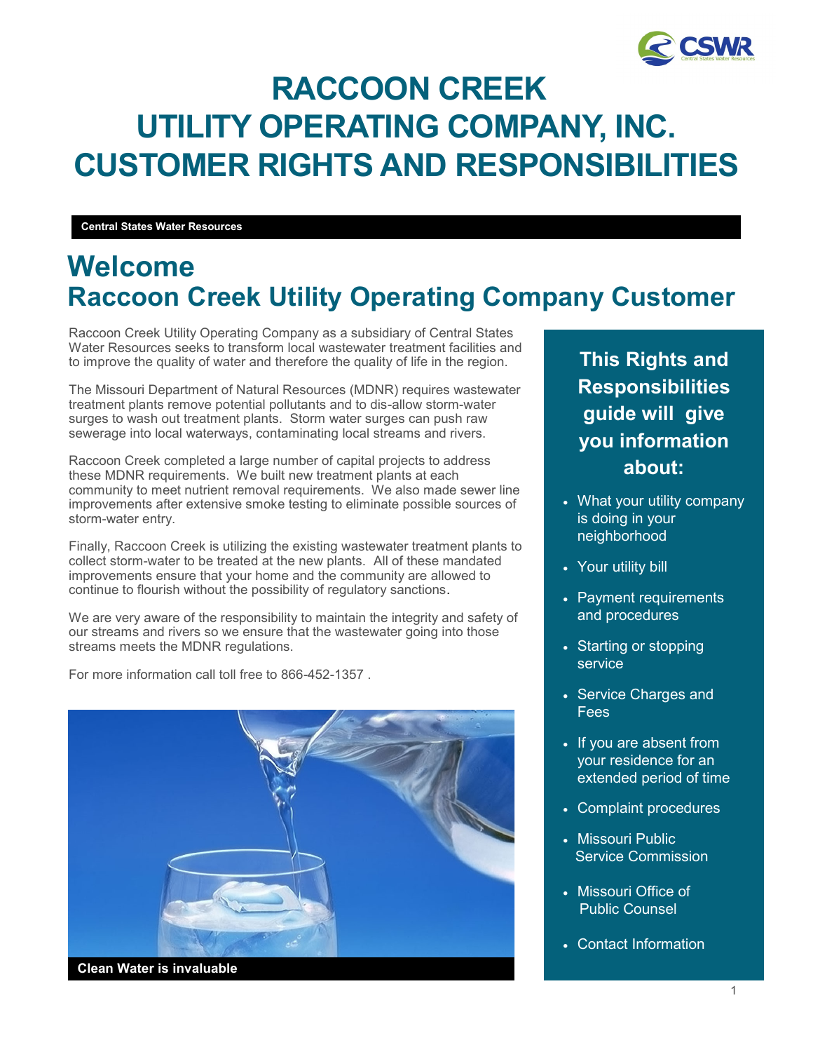# RACCOON CREEK UTILITY OPERATING COMPANY, INC. CUSTOMER RIGHTS AND RESPONSIBILITIES

**Central States Water Resources**

## Welcome
## Raccoon Creek Utility Operating Company Customer

Raccoon Creek Utility Operating Company as a subsidiary of Central States Water Resources seeks to transform local wastewater treatment facilities and to improve the quality of water and therefore the quality of life in the region.

The Missouri Department of Natural Resources (MDNR) requires wastewater treatment plants remove potential pollutants and to dis-allow storm-water surges to wash out treatment plants. Storm water surges can push raw sewerage into local waterways, contaminating local streams and rivers.

Raccoon Creek completed a large number of capital projects to address these MDNR requirements. We built new treatment plants at each community to meet nutrient removal requirements. We also made sewer line improvements after extensive smoke testing to eliminate possible sources of storm-water entry.

Finally, Raccoon Creek is utilizing the existing wastewater treatment plants to collect storm-water to be treated at the new plants. All of these mandated improvements ensure that your home and the community are allowed to continue to flourish without the possibility of regulatory sanctions.

We are very aware of the responsibility to maintain the integrity and safety of our streams and rivers so we ensure that the wastewater going into those streams meets the MDNR regulations.

For more information call toll free to 866-452-1357 .

**Clean Water is invaluable**

### This Rights and Responsibilities guide will give you information about:

- What your utility company is doing in your neighborhood
- Your utility bill
- Payment requirements and procedures
- Starting or stopping service
- Service Charges and Fees
- If you are absent from your residence for an extended period of time
- Complaint procedures
- Missouri Public Service Commission
- Missouri Office of Public Counsel
- Contact Information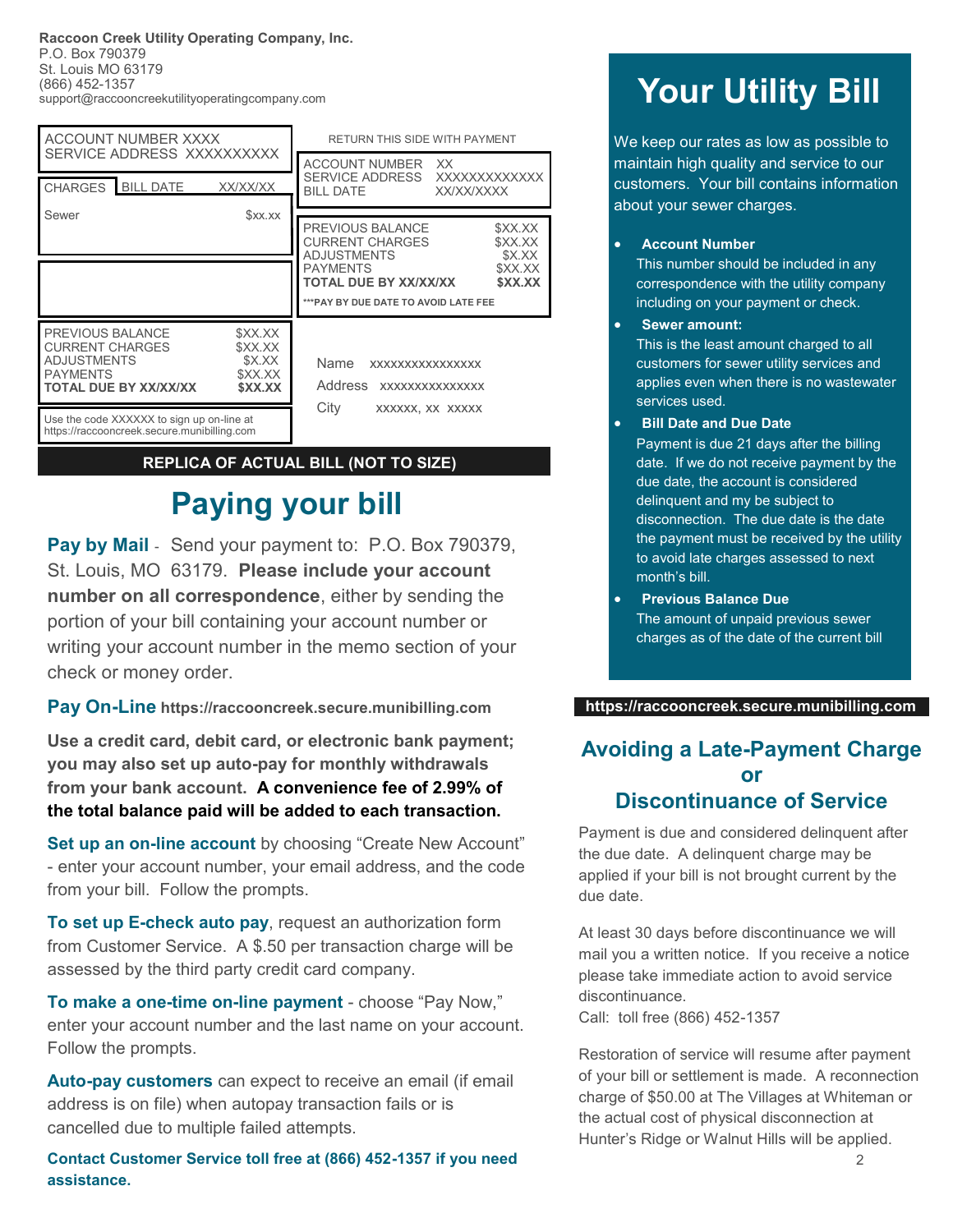**Raccoon Creek Utility Operating Company, Inc.**
P.O. Box 790379
St. Louis MO 63179
(866) 452-1357
support@raccooncreekutilityoperatingcompany.com

| ACCOUNT NUMBER XXXX | |
|---|---|
| SERVICE ADDRESS XXXXXXXXXX | |
| CHARGES | BILL DATE XX/XX/XX |
| Sewer | $xx.xx |

| | |
|---|---|
| PREVIOUS BALANCE | $XX.XX |
| CURRENT CHARGES | $XX.XX |
| ADJUSTMENTS | $X.XX |
| PAYMENTS | $XX.XX |
| **TOTAL DUE BY XX/XX/XX** | **$XX.XX** |

Use the code XXXXXX to sign up on-line at https://raccooncreek.secure.munibilling.com

RETURN THIS SIDE WITH PAYMENT

| | |
|---|---|
| ACCOUNT NUMBER | XX |
| SERVICE ADDRESS | XXXXXXXXXXXX |
| BILL DATE | XX/XX/XXXX |

| | |
|---|---|
| PREVIOUS BALANCE | $XX.XX |
| CURRENT CHARGES | $XX.XX |
| ADJUSTMENTS | $X.XX |
| PAYMENTS | $XX.XX |
| **TOTAL DUE BY XX/XX/XX** | **$XX.XX** |

*****PAY BY DUE DATE TO AVOID LATE FEE**

Name xxxxxxxxxxxxxxxx
Address xxxxxxxxxxxxxx
City xxxxxx, xx xxxxx

**REPLICA OF ACTUAL BILL (NOT TO SIZE)**

# Paying your bill

**Pay by Mail** - Send your payment to: P.O. Box 790379, St. Louis, MO 63179. **Please include your account number on all correspondence**, either by sending the portion of your bill containing your account number or writing your account number in the memo section of your check or money order.

**Pay On-Line https://raccooncreek.secure.munibilling.com**

**Use a credit card, debit card, or electronic bank payment; you may also set up auto-pay for monthly withdrawals from your bank account. A convenience fee of 2.99% of the total balance paid will be added to each transaction.**

**Set up an on-line account** by choosing "Create New Account" - enter your account number, your email address, and the code from your bill. Follow the prompts.

**To set up E-check auto pay**, request an authorization form from Customer Service. A $.50 per transaction charge will be assessed by the third party credit card company.

**To make a one-time on-line payment** - choose "Pay Now," enter your account number and the last name on your account. Follow the prompts.

**Auto-pay customers** can expect to receive an email (if email address is on file) when autopay transaction fails or is cancelled due to multiple failed attempts.

**Contact Customer Service toll free at (866) 452-1357 if you need assistance.**

# Your Utility Bill

We keep our rates as low as possible to maintain high quality and service to our customers. Your bill contains information about your sewer charges.

- **Account Number**
  This number should be included in any correspondence with the utility company including on your payment or check.
- **Sewer amount:**
  This is the least amount charged to all customers for sewer utility services and applies even when there is no wastewater services used.
- **Bill Date and Due Date**
  Payment is due 21 days after the billing date. If we do not receive payment by the due date, the account is considered delinquent and my be subject to disconnection. The due date is the date the payment must be received by the utility to avoid late charges assessed to next month's bill.
- **Previous Balance Due**
  The amount of unpaid previous sewer charges as of the date of the current bill

**https://raccooncreek.secure.munibilling.com**

## Avoiding a Late-Payment Charge or Discontinuance of Service

Payment is due and considered delinquent after the due date. A delinquent charge may be applied if your bill is not brought current by the due date.

At least 30 days before discontinuance we will mail you a written notice. If you receive a notice please take immediate action to avoid service discontinuance.
Call: toll free (866) 452-1357

Restoration of service will resume after payment of your bill or settlement is made. A reconnection charge of $50.00 at The Villages at Whiteman or the actual cost of physical disconnection at Hunter's Ridge or Walnut Hills will be applied.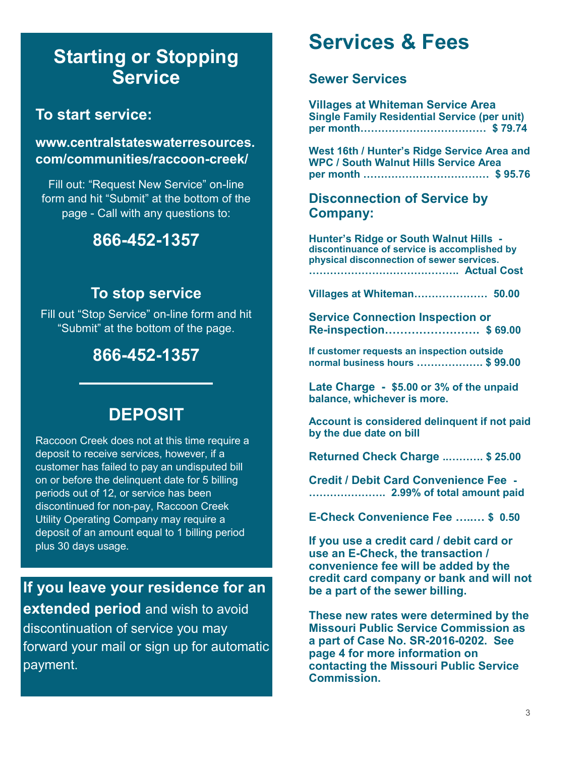## Starting or Stopping Service

### To start service:

**www.centralstateswaterresources.com/communities/raccoon-creek/**

Fill out: "Request New Service" on-line form and hit "Submit" at the bottom of the page - Call with any questions to:

**866-452-1357**

### To stop service

Fill out "Stop Service" on-line form and hit "Submit" at the bottom of the page.

**866-452-1357**

## DEPOSIT

Raccoon Creek does not at this time require a deposit to receive services, however, if a customer has failed to pay an undisputed bill on or before the delinquent date for 5 billing periods out of 12, or service has been discontinued for non-pay, Raccoon Creek Utility Operating Company may require a deposit of an amount equal to 1 billing period plus 30 days usage.

**If you leave your residence for an extended period** and wish to avoid discontinuation of service you may forward your mail or sign up for automatic payment.

# Services & Fees

### Sewer Services

**Villages at Whiteman Service Area**
**Single Family Residential Service (per unit) per month……………………………… $ 79.74**

**West 16th / Hunter's Ridge Service Area and WPC / South Walnut Hills Service Area per month ……………………………… $ 95.76**

### Disconnection of Service by Company:

**Hunter's Ridge or South Walnut Hills - discontinuance of service is accomplished by physical disconnection of sewer services. ……………………………………. Actual Cost**

**Villages at Whiteman………………… 50.00**

**Service Connection Inspection or Re-inspection……………………. $ 69.00**

**If customer requests an inspection outside normal business hours ……………… $ 99.00**

**Late Charge - $5.00 or 3% of the unpaid balance, whichever is more.**

**Account is considered delinquent if not paid by the due date on bill**

**Returned Check Charge ..……… $ 25.00**

**Credit / Debit Card Convenience Fee - …………………. 2.99% of total amount paid**

**E-Check Convenience Fee …..… $ 0.50**

**If you use a credit card / debit card or use an E-Check, the transaction / convenience fee will be added by the credit card company or bank and will not be a part of the sewer billing.**

**These new rates were determined by the Missouri Public Service Commission as a part of Case No. SR-2016-0202. See page 4 for more information on contacting the Missouri Public Service Commission.**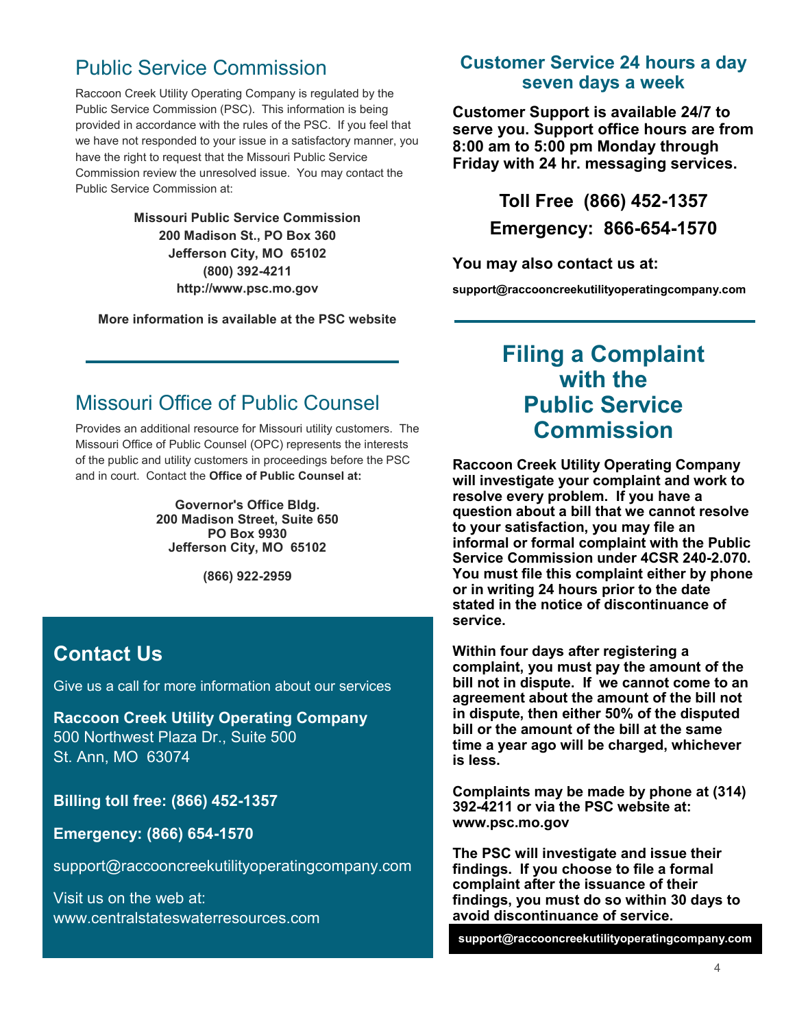## Public Service Commission

Raccoon Creek Utility Operating Company is regulated by the Public Service Commission (PSC). This information is being provided in accordance with the rules of the PSC. If you feel that we have not responded to your issue in a satisfactory manner, you have the right to request that the Missouri Public Service Commission review the unresolved issue. You may contact the Public Service Commission at:

**Missouri Public Service Commission**
**200 Madison St., PO Box 360**
**Jefferson City, MO 65102**
**(800) 392-4211**
**http://www.psc.mo.gov**

**More information is available at the PSC website**

## Missouri Office of Public Counsel

Provides an additional resource for Missouri utility customers. The Missouri Office of Public Counsel (OPC) represents the interests of the public and utility customers in proceedings before the PSC and in court. Contact the **Office of Public Counsel at:**

**Governor's Office Bldg.**
**200 Madison Street, Suite 650**
**PO Box 9930**
**Jefferson City, MO 65102**

**(866) 922-2959**

## Contact Us

Give us a call for more information about our services

**Raccoon Creek Utility Operating Company**
500 Northwest Plaza Dr., Suite 500
St. Ann, MO 63074

**Billing toll free: (866) 452-1357**

**Emergency: (866) 654-1570**

support@raccooncreekutilityoperatingcompany.com

Visit us on the web at:
www.centralstateswaterresources.com

## Customer Service 24 hours a day seven days a week

**Customer Support is available 24/7 to serve you. Support office hours are from 8:00 am to 5:00 pm Monday through Friday with 24 hr. messaging services.**

**Toll Free (866) 452-1357**

**Emergency: 866-654-1570**

**You may also contact us at:**

**support@raccooncreekutilityoperatingcompany.com**

## Filing a Complaint with the Public Service Commission

**Raccoon Creek Utility Operating Company will investigate your complaint and work to resolve every problem. If you have a question about a bill that we cannot resolve to your satisfaction, you may file an informal or formal complaint with the Public Service Commission under 4CSR 240-2.070. You must file this complaint either by phone or in writing 24 hours prior to the date stated in the notice of discontinuance of service.**

**Within four days after registering a complaint, you must pay the amount of the bill not in dispute. If we cannot come to an agreement about the amount of the bill not in dispute, then either 50% of the disputed bill or the amount of the bill at the same time a year ago will be charged, whichever is less.**

**Complaints may be made by phone at (314) 392-4211 or via the PSC website at: www.psc.mo.gov**

**The PSC will investigate and issue their findings. If you choose to file a formal complaint after the issuance of their findings, you must do so within 30 days to avoid discontinuance of service.**

**support@raccooncreekutilityoperatingcompany.com**